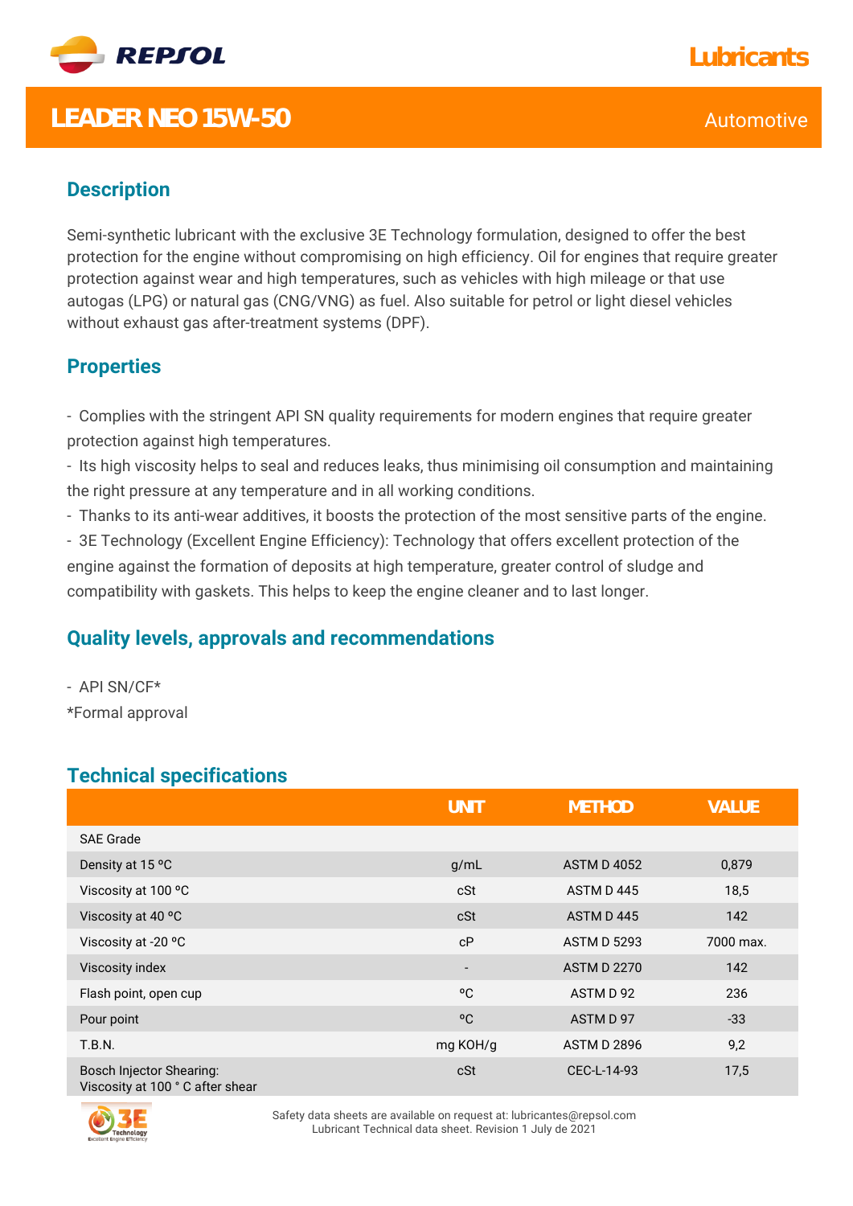# LEADER NEO 15W-50

Lubricants

Automotive

## Description

Semi-synthetic lubricant with the exclusive 3E Technology formulation, designed to offer the best protection for the engine without compromising on high efficiency. Oil for engines that require greater protection against wear and high temperatures, such as vehicles with high mileage or that use autogas (LPG) or natural gas (CNG/VNG) as fuel. Also suitable for petrol or light diesel vehicles without exhaust gas after-treatment systems (DPF).

## Properties

- Complies with the stringent API SN quality requirements for modern engines that require greater protection against high temperatures.
- Its high viscosity helps to seal and reduces leaks, thus minimising oil consumption and maintaining the right pressure at any temperature and in all working conditions.
- Thanks to its anti-wear additives, it boosts the protection of the most sensitive parts of the engine.
- 3E Technology (Excellent Engine Efficiency): Technology that offers excellent protection of the engine against the formation of deposits at high temperature, greater control of sludge and compatibility with gaskets. This helps to keep the engine cleaner and to last longer.

## Quality levels, approvals and recommendations

- API SN/CF*

*Formal approval

## Technical specifications

| | UNIT | METHOD | VALUE |
|---|---|---|---|
| SAE Grade | | | |
| Density at 15 ºC | g/mL | ASTM D 4052 | 0,879 |
| Viscosity at 100 ºC | cSt | ASTM D 445 | 18,5 |
| Viscosity at 40 ºC | cSt | ASTM D 445 | 142 |
| Viscosity at -20 ºC | cP | ASTM D 5293 | 7000 max. |
| Viscosity index | - | ASTM D 2270 | 142 |
| Flash point, open cup | ºC | ASTM D 92 | 236 |
| Pour point | ºC | ASTM D 97 | -33 |
| T.B.N. | mg KOH/g | ASTM D 2896 | 9,2 |
| Bosch Injector Shearing: Viscosity at 100 ° C after shear | cSt | CEC-L-14-93 | 17,5 |

Safety data sheets are available on request at: lubricantes@repsol.com
Lubricant Technical data sheet. Revision 1 July de 2021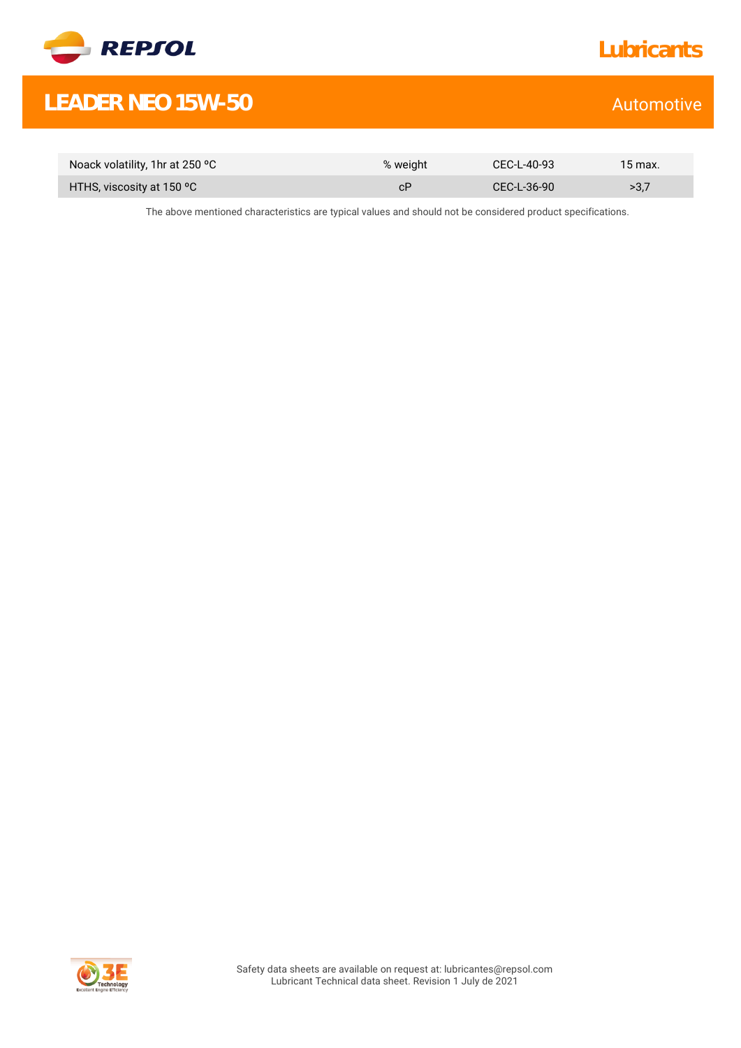| | | | |
|---|---|---|---|
| Noack volatility, 1hr at 250 ºC | % weight | CEC-L-40-93 | 15 max. |
| HTHS, viscosity at 150 ºC | cP | CEC-L-36-90 | >3,7 |

The above mentioned characteristics are typical values and should not be considered product specifications.

Safety data sheets are available on request at: lubricantes@repsol.com
Lubricant Technical data sheet. Revision 1 July de 2021